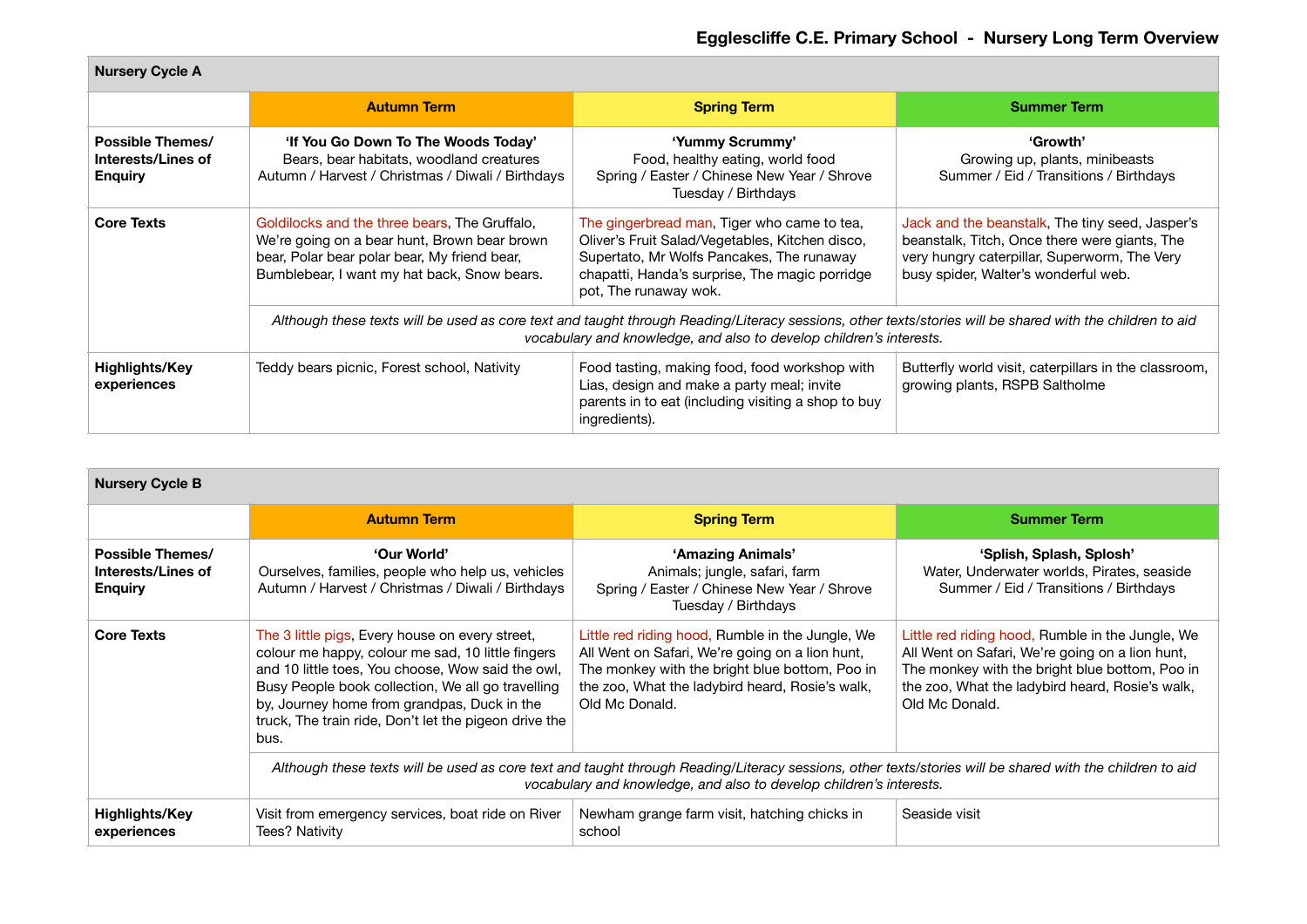# Egglescliffe C.E. Primary School - Nursery Long Term Overview

## Nursery Cycle A

| | Autumn Term | Spring Term | Summer Term |
|---|---|---|---|
| **Possible Themes/ Interests/Lines of Enquiry** | **'If You Go Down To The Woods Today'** Bears, bear habitats, woodland creatures Autumn / Harvest / Christmas / Diwali / Birthdays | **'Yummy Scrummy'** Food, healthy eating, world food Spring / Easter / Chinese New Year / Shrove Tuesday / Birthdays | **'Growth'** Growing up, plants, minibeasts Summer / Eid / Transitions / Birthdays |
| **Core Texts** | Goldilocks and the three bears, The Gruffalo, We're going on a bear hunt, Brown bear brown bear, Polar bear polar bear, My friend bear, Bumblebear, I want my hat back, Snow bears. | The gingerbread man, Tiger who came to tea, Oliver's Fruit Salad/Vegetables, Kitchen disco, Supertato, Mr Wolfs Pancakes, The runaway chapatti, Handa's surprise, The magic porridge pot, The runaway wok. | Jack and the beanstalk, The tiny seed, Jasper's beanstalk, Titch, Once there were giants, The very hungry caterpillar, Superworm, The Very busy spider, Walter's wonderful web. |
| | *Although these texts will be used as core text and taught through Reading/Literacy sessions, other texts/stories will be shared with the children to aid vocabulary and knowledge, and also to develop children's interests.* | | |
| **Highlights/Key experiences** | Teddy bears picnic, Forest school, Nativity | Food tasting, making food, food workshop with Lias, design and make a party meal; invite parents in to eat (including visiting a shop to buy ingredients). | Butterfly world visit, caterpillars in the classroom, growing plants, RSPB Saltholme |

## Nursery Cycle B

| | Autumn Term | Spring Term | Summer Term |
|---|---|---|---|
| **Possible Themes/ Interests/Lines of Enquiry** | **'Our World'** Ourselves, families, people who help us, vehicles Autumn / Harvest / Christmas / Diwali / Birthdays | **'Amazing Animals'** Animals; jungle, safari, farm Spring / Easter / Chinese New Year / Shrove Tuesday / Birthdays | **'Splish, Splash, Splosh'** Water, Underwater worlds, Pirates, seaside Summer / Eid / Transitions / Birthdays |
| **Core Texts** | The 3 little pigs, Every house on every street, colour me happy, colour me sad, 10 little fingers and 10 little toes, You choose, Wow said the owl, Busy People book collection, We all go travelling by, Journey home from grandpas, Duck in the truck, The train ride, Don't let the pigeon drive the bus. | Little red riding hood, Rumble in the Jungle, We All Went on Safari, We're going on a lion hunt, The monkey with the bright blue bottom, Poo in the zoo, What the ladybird heard, Rosie's walk, Old Mc Donald. | Little red riding hood, Rumble in the Jungle, We All Went on Safari, We're going on a lion hunt, The monkey with the bright blue bottom, Poo in the zoo, What the ladybird heard, Rosie's walk, Old Mc Donald. |
| | *Although these texts will be used as core text and taught through Reading/Literacy sessions, other texts/stories will be shared with the children to aid vocabulary and knowledge, and also to develop children's interests.* | | |
| **Highlights/Key experiences** | Visit from emergency services, boat ride on River Tees? Nativity | Newham grange farm visit, hatching chicks in school | Seaside visit |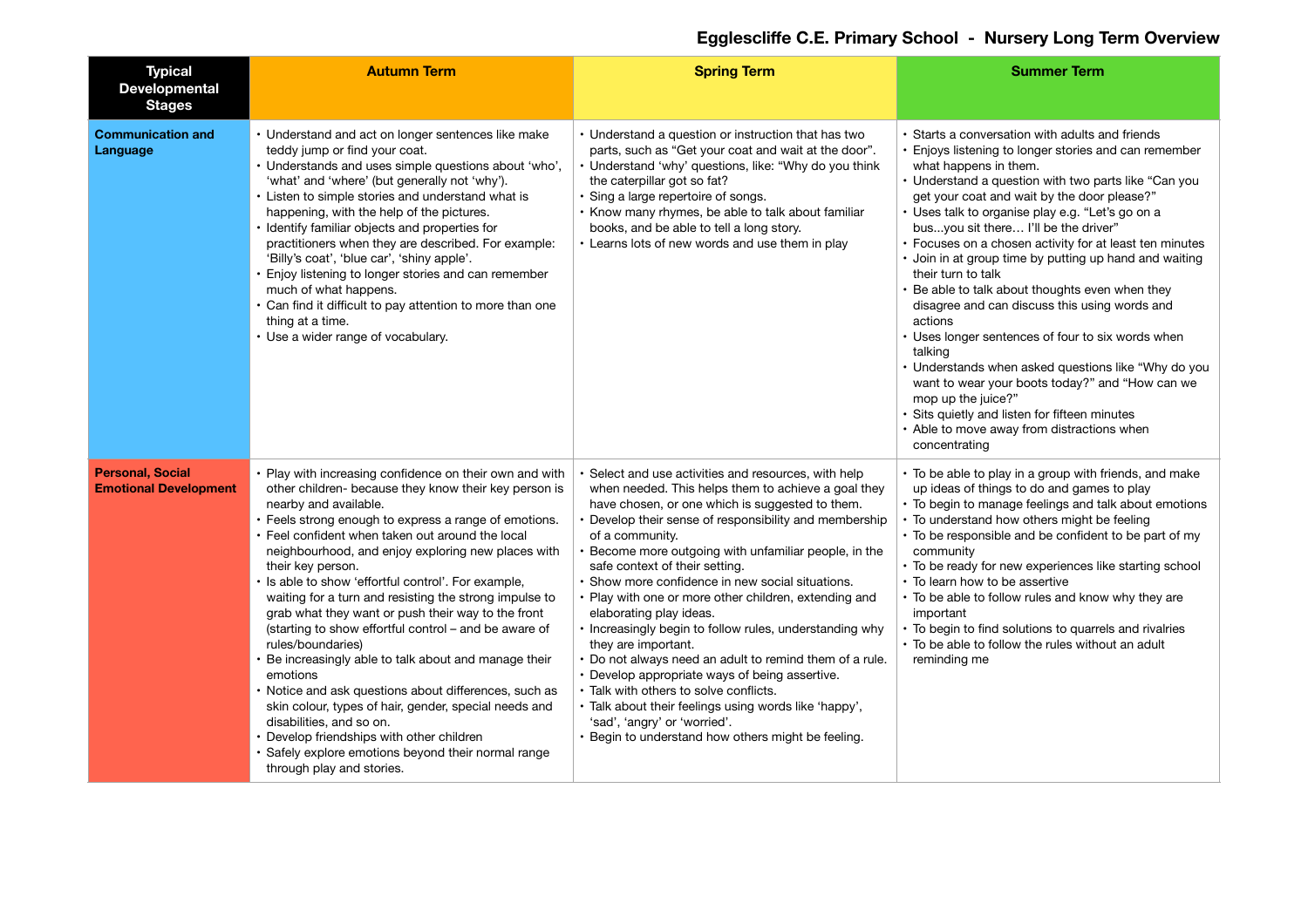## Egglescliffe C.E. Primary School - Nursery Long Term Overview

| Typical Developmental Stages | Autumn Term | Spring Term | Summer Term |
|---|---|---|---|
| **Communication and Language** | • Understand and act on longer sentences like make teddy jump or find your coat.<br>• Understands and uses simple questions about 'who', 'what' and 'where' (but generally not 'why').<br>• Listen to simple stories and understand what is happening, with the help of the pictures.<br>• Identify familiar objects and properties for practitioners when they are described. For example: 'Billy's coat', 'blue car', 'shiny apple'.<br>• Enjoy listening to longer stories and can remember much of what happens.<br>• Can find it difficult to pay attention to more than one thing at a time.<br>• Use a wider range of vocabulary. | • Understand a question or instruction that has two parts, such as "Get your coat and wait at the door".<br>• Understand 'why' questions, like: "Why do you think the caterpillar got so fat?<br>• Sing a large repertoire of songs.<br>• Know many rhymes, be able to talk about familiar books, and be able to tell a long story.<br>• Learns lots of new words and use them in play | • Starts a conversation with adults and friends<br>• Enjoys listening to longer stories and can remember what happens in them.<br>• Understand a question with two parts like "Can you get your coat and wait by the door please?"<br>• Uses talk to organise play e.g. "Let's go on a bus…you sit there… I'll be the driver"<br>• Focuses on a chosen activity for at least ten minutes<br>• Join in at group time by putting up hand and waiting their turn to talk<br>• Be able to talk about thoughts even when they disagree and can discuss this using words and actions<br>• Uses longer sentences of four to six words when talking<br>• Understands when asked questions like "Why do you want to wear your boots today?" and "How can we mop up the juice?"<br>• Sits quietly and listen for fifteen minutes<br>• Able to move away from distractions when concentrating |
| **Personal, Social Emotional Development** | • Play with increasing confidence on their own and with other children- because they know their key person is nearby and available.<br>• Feels strong enough to express a range of emotions.<br>• Feel confident when taken out around the local neighbourhood, and enjoy exploring new places with their key person.<br>• Is able to show 'effortful control'. For example, waiting for a turn and resisting the strong impulse to grab what they want or push their way to the front (starting to show effortful control – and be aware of rules/boundaries)<br>• Be increasingly able to talk about and manage their emotions<br>• Notice and ask questions about differences, such as skin colour, types of hair, gender, special needs and disabilities, and so on.<br>• Develop friendships with other children<br>• Safely explore emotions beyond their normal range through play and stories. | • Select and use activities and resources, with help when needed. This helps them to achieve a goal they have chosen, or one which is suggested to them.<br>• Develop their sense of responsibility and membership of a community.<br>• Become more outgoing with unfamiliar people, in the safe context of their setting.<br>• Show more confidence in new social situations.<br>• Play with one or more other children, extending and elaborating play ideas.<br>• Increasingly begin to follow rules, understanding why they are important.<br>• Do not always need an adult to remind them of a rule.<br>• Develop appropriate ways of being assertive.<br>• Talk with others to solve conflicts.<br>• Talk about their feelings using words like 'happy', 'sad', 'angry' or 'worried'.<br>• Begin to understand how others might be feeling. | • To be able to play in a group with friends, and make up ideas of things to do and games to play<br>• To begin to manage feelings and talk about emotions<br>• To understand how others might be feeling<br>• To be responsible and be confident to be part of my community<br>• To be ready for new experiences like starting school<br>• To learn how to be assertive<br>• To be able to follow rules and know why they are important<br>• To begin to find solutions to quarrels and rivalries<br>• To be able to follow the rules without an adult reminding me |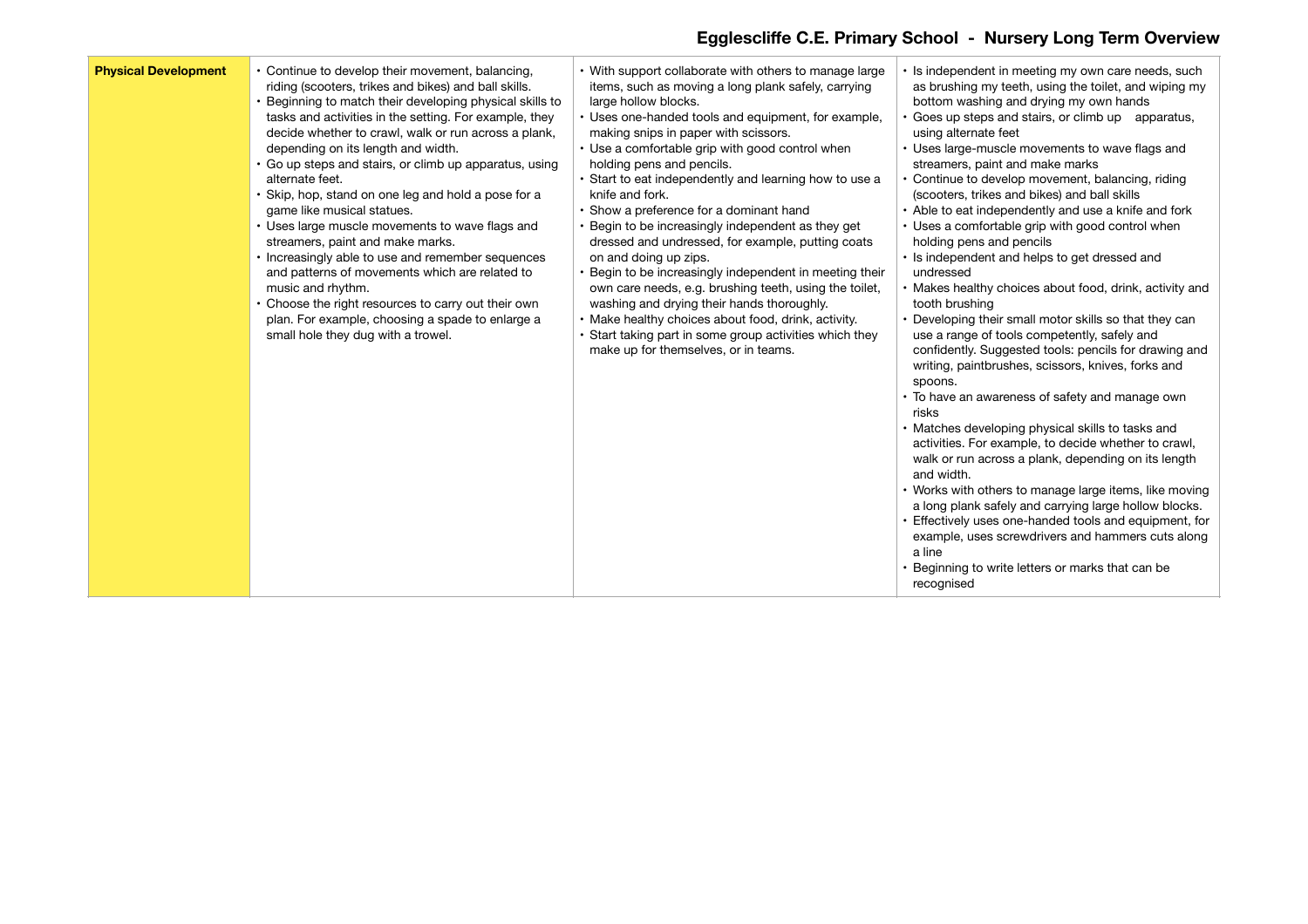## Egglescliffe C.E. Primary School - Nursery Long Term Overview

| | | | |
|---|---|---|---|
| **Physical Development** | • Continue to develop their movement, balancing, riding (scooters, trikes and bikes) and ball skills.<br>• Beginning to match their developing physical skills to tasks and activities in the setting. For example, they decide whether to crawl, walk or run across a plank, depending on its length and width.<br>• Go up steps and stairs, or climb up apparatus, using alternate feet.<br>• Skip, hop, stand on one leg and hold a pose for a game like musical statues.<br>• Uses large muscle movements to wave flags and streamers, paint and make marks.<br>• Increasingly able to use and remember sequences and patterns of movements which are related to music and rhythm.<br>• Choose the right resources to carry out their own plan. For example, choosing a spade to enlarge a small hole they dug with a trowel. | • With support collaborate with others to manage large items, such as moving a long plank safely, carrying large hollow blocks.<br>• Uses one-handed tools and equipment, for example, making snips in paper with scissors.<br>• Use a comfortable grip with good control when holding pens and pencils.<br>• Start to eat independently and learning how to use a knife and fork.<br>• Show a preference for a dominant hand<br>• Begin to be increasingly independent as they get dressed and undressed, for example, putting coats on and doing up zips.<br>• Begin to be increasingly independent in meeting their own care needs, e.g. brushing teeth, using the toilet, washing and drying their hands thoroughly.<br>• Make healthy choices about food, drink, activity.<br>• Start taking part in some group activities which they make up for themselves, or in teams. | • Is independent in meeting my own care needs, such as brushing my teeth, using the toilet, and wiping my bottom washing and drying my own hands<br>• Goes up steps and stairs, or climb up apparatus, using alternate feet<br>• Uses large-muscle movements to wave flags and streamers, paint and make marks<br>• Continue to develop movement, balancing, riding (scooters, trikes and bikes) and ball skills<br>• Able to eat independently and use a knife and fork<br>• Uses a comfortable grip with good control when holding pens and pencils<br>• Is independent and helps to get dressed and undressed<br>• Makes healthy choices about food, drink, activity and tooth brushing<br>• Developing their small motor skills so that they can use a range of tools competently, safely and confidently. Suggested tools: pencils for drawing and writing, paintbrushes, scissors, knives, forks and spoons.<br>• To have an awareness of safety and manage own risks<br>• Matches developing physical skills to tasks and activities. For example, to decide whether to crawl, walk or run across a plank, depending on its length and width.<br>• Works with others to manage large items, like moving a long plank safely and carrying large hollow blocks.<br>• Effectively uses one-handed tools and equipment, for example, uses screwdrivers and hammers cuts along a line<br>• Beginning to write letters or marks that can be recognised |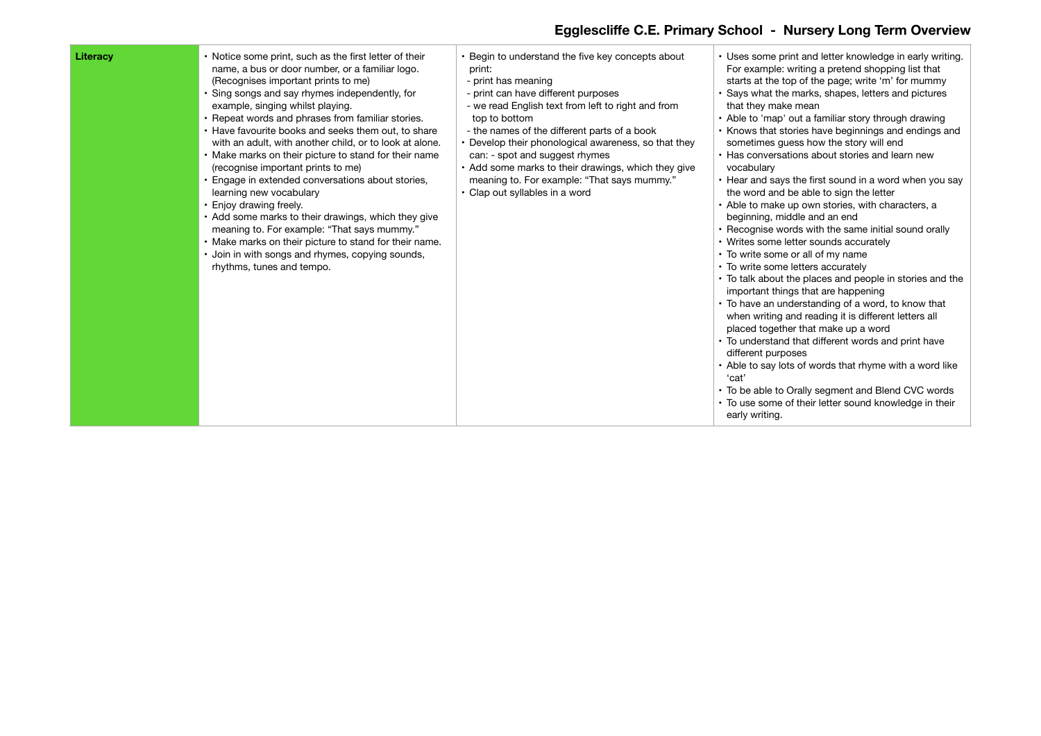| Literacy | • Notice some print, such as the first letter of their name, a bus or door number, or a familiar logo. (Recognises important prints to me)<br>• Sing songs and say rhymes independently, for example, singing whilst playing.<br>• Repeat words and phrases from familiar stories.<br>• Have favourite books and seeks them out, to share with an adult, with another child, or to look at alone.<br>• Make marks on their picture to stand for their name (recognise important prints to me)<br>• Engage in extended conversations about stories, learning new vocabulary<br>• Enjoy drawing freely.<br>• Add some marks to their drawings, which they give meaning to. For example: "That says mummy."<br>• Make marks on their picture to stand for their name.<br>• Join in with songs and rhymes, copying sounds, rhythms, tunes and tempo. | • Begin to understand the five key concepts about print:<br>- print has meaning<br>- print can have different purposes<br>- we read English text from left to right and from top to bottom<br>- the names of the different parts of a book<br>• Develop their phonological awareness, so that they can: - spot and suggest rhymes<br>• Add some marks to their drawings, which they give meaning to. For example: "That says mummy."<br>• Clap out syllables in a word | • Uses some print and letter knowledge in early writing. For example: writing a pretend shopping list that starts at the top of the page; write 'm' for mummy<br>• Says what the marks, shapes, letters and pictures that they make mean<br>• Able to 'map' out a familiar story through drawing<br>• Knows that stories have beginnings and endings and sometimes guess how the story will end<br>• Has conversations about stories and learn new vocabulary<br>• Hear and says the first sound in a word when you say the word and be able to sign the letter<br>• Able to make up own stories, with characters, a beginning, middle and an end<br>• Recognise words with the same initial sound orally<br>• Writes some letter sounds accurately<br>• To write some or all of my name<br>• To write some letters accurately<br>• To talk about the places and people in stories and the important things that are happening<br>• To have an understanding of a word, to know that when writing and reading it is different letters all placed together that make up a word<br>• To understand that different words and print have different purposes<br>• Able to say lots of words that rhyme with a word like 'cat'<br>• To be able to Orally segment and Blend CVC words<br>• To use some of their letter sound knowledge in their early writing. |
|---|---|---|---|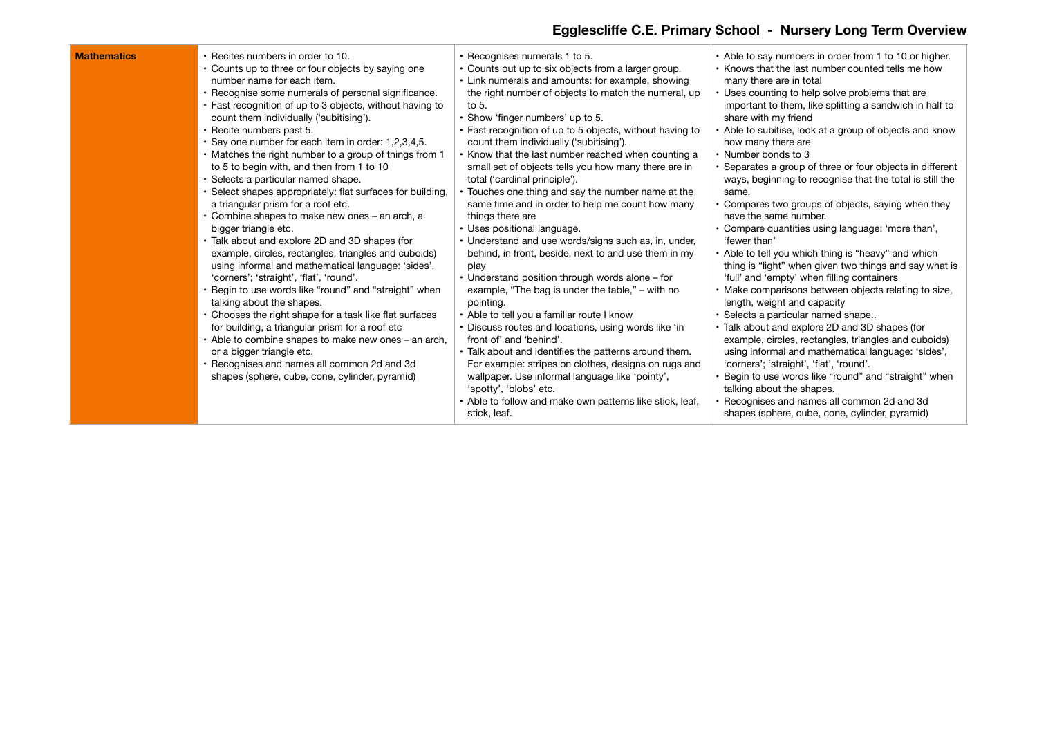| Mathematics | • Recites numbers in order to 10.<br>• Counts up to three or four objects by saying one number name for each item.<br>• Recognise some numerals of personal significance.<br>• Fast recognition of up to 3 objects, without having to count them individually ('subitising').<br>• Recite numbers past 5.<br>• Say one number for each item in order: 1,2,3,4,5.<br>• Matches the right number to a group of things from 1 to 5 to begin with, and then from 1 to 10<br>• Selects a particular named shape.<br>• Select shapes appropriately: flat surfaces for building, a triangular prism for a roof etc.<br>• Combine shapes to make new ones – an arch, a bigger triangle etc.<br>• Talk about and explore 2D and 3D shapes (for example, circles, rectangles, triangles and cuboids) using informal and mathematical language: 'sides', 'corners'; 'straight', 'flat', 'round'.<br>• Begin to use words like "round" and "straight" when talking about the shapes.<br>• Chooses the right shape for a task like flat surfaces for building, a triangular prism for a roof etc<br>• Able to combine shapes to make new ones – an arch, or a bigger triangle etc.<br>• Recognises and names all common 2d and 3d shapes (sphere, cube, cone, cylinder, pyramid) | • Recognises numerals 1 to 5.<br>• Counts out up to six objects from a larger group.<br>• Link numerals and amounts: for example, showing the right number of objects to match the numeral, up to 5.<br>• Show 'finger numbers' up to 5.<br>• Fast recognition of up to 5 objects, without having to count them individually ('subitising').<br>• Know that the last number reached when counting a small set of objects tells you how many there are in total ('cardinal principle').<br>• Touches one thing and say the number name at the same time and in order to help me count how many things there are<br>• Uses positional language.<br>• Understand and use words/signs such as, in, under, behind, in front, beside, next to and use them in my play<br>• Understand position through words alone – for example, "The bag is under the table," – with no pointing.<br>• Able to tell you a familiar route I know<br>• Discuss routes and locations, using words like 'in front of' and 'behind'.<br>• Talk about and identifies the patterns around them. For example: stripes on clothes, designs on rugs and wallpaper. Use informal language like 'pointy', 'spotty', 'blobs' etc.<br>• Able to follow and make own patterns like stick, leaf, stick, leaf. | • Able to say numbers in order from 1 to 10 or higher.<br>• Knows that the last number counted tells me how many there are in total<br>• Uses counting to help solve problems that are important to them, like splitting a sandwich in half to share with my friend<br>• Able to subitise, look at a group of objects and know how many there are<br>• Number bonds to 3<br>• Separates a group of three or four objects in different ways, beginning to recognise that the total is still the same.<br>• Compares two groups of objects, saying when they have the same number.<br>• Compare quantities using language: 'more than', 'fewer than'<br>• Able to tell you which thing is "heavy" and which thing is "light" when given two things and say what is 'full' and 'empty' when filling containers<br>• Make comparisons between objects relating to size, length, weight and capacity<br>• Selects a particular named shape..<br>• Talk about and explore 2D and 3D shapes (for example, circles, rectangles, triangles and cuboids) using informal and mathematical language: 'sides', 'corners'; 'straight', 'flat', 'round'.<br>• Begin to use words like "round" and "straight" when talking about the shapes.<br>• Recognises and names all common 2d and 3d shapes (sphere, cube, cone, cylinder, pyramid) |
|---|---|---|---|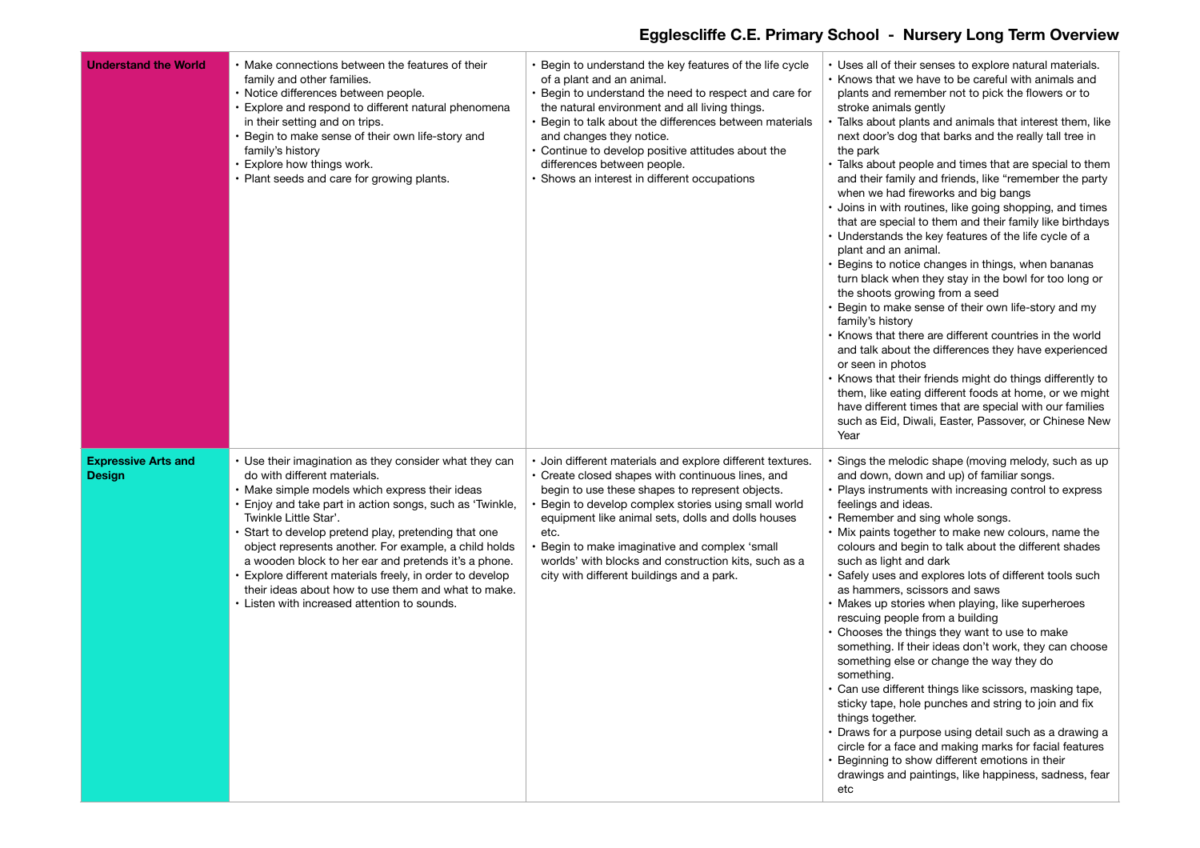## Egglescliffe C.E. Primary School - Nursery Long Term Overview

| | | | |
|---|---|---|---|
| **Understand the World** | • Make connections between the features of their family and other families.<br>• Notice differences between people.<br>• Explore and respond to different natural phenomena in their setting and on trips.<br>• Begin to make sense of their own life-story and family's history<br>• Explore how things work.<br>• Plant seeds and care for growing plants. | • Begin to understand the key features of the life cycle of a plant and an animal.<br>• Begin to understand the need to respect and care for the natural environment and all living things.<br>• Begin to talk about the differences between materials and changes they notice.<br>• Continue to develop positive attitudes about the differences between people.<br>• Shows an interest in different occupations | • Uses all of their senses to explore natural materials.<br>• Knows that we have to be careful with animals and plants and remember not to pick the flowers or to stroke animals gently<br>• Talks about plants and animals that interest them, like next door's dog that barks and the really tall tree in the park<br>• Talks about people and times that are special to them and their family and friends, like "remember the party when we had fireworks and big bangs<br>• Joins in with routines, like going shopping, and times that are special to them and their family like birthdays<br>• Understands the key features of the life cycle of a plant and an animal.<br>• Begins to notice changes in things, when bananas turn black when they stay in the bowl for too long or the shoots growing from a seed<br>• Begin to make sense of their own life-story and my family's history<br>• Knows that there are different countries in the world and talk about the differences they have experienced or seen in photos<br>• Knows that their friends might do things differently to them, like eating different foods at home, or we might have different times that are special with our families such as Eid, Diwali, Easter, Passover, or Chinese New Year |
| **Expressive Arts and Design** | • Use their imagination as they consider what they can do with different materials.<br>• Make simple models which express their ideas<br>• Enjoy and take part in action songs, such as 'Twinkle, Twinkle Little Star'.<br>• Start to develop pretend play, pretending that one object represents another. For example, a child holds a wooden block to her ear and pretends it's a phone.<br>• Explore different materials freely, in order to develop their ideas about how to use them and what to make.<br>• Listen with increased attention to sounds. | • Join different materials and explore different textures.<br>• Create closed shapes with continuous lines, and begin to use these shapes to represent objects.<br>• Begin to develop complex stories using small world equipment like animal sets, dolls and dolls houses etc.<br>• Begin to make imaginative and complex 'small worlds' with blocks and construction kits, such as a city with different buildings and a park. | • Sings the melodic shape (moving melody, such as up and down, down and up) of familiar songs.<br>• Plays instruments with increasing control to express feelings and ideas.<br>• Remember and sing whole songs.<br>• Mix paints together to make new colours, name the colours and begin to talk about the different shades such as light and dark<br>• Safely uses and explores lots of different tools such as hammers, scissors and saws<br>• Makes up stories when playing, like superheroes rescuing people from a building<br>• Chooses the things they want to use to make something. If their ideas don't work, they can choose something else or change the way they do something.<br>• Can use different things like scissors, masking tape, sticky tape, hole punches and string to join and fix things together.<br>• Draws for a purpose using detail such as a drawing a circle for a face and making marks for facial features<br>• Beginning to show different emotions in their drawings and paintings, like happiness, sadness, fear etc |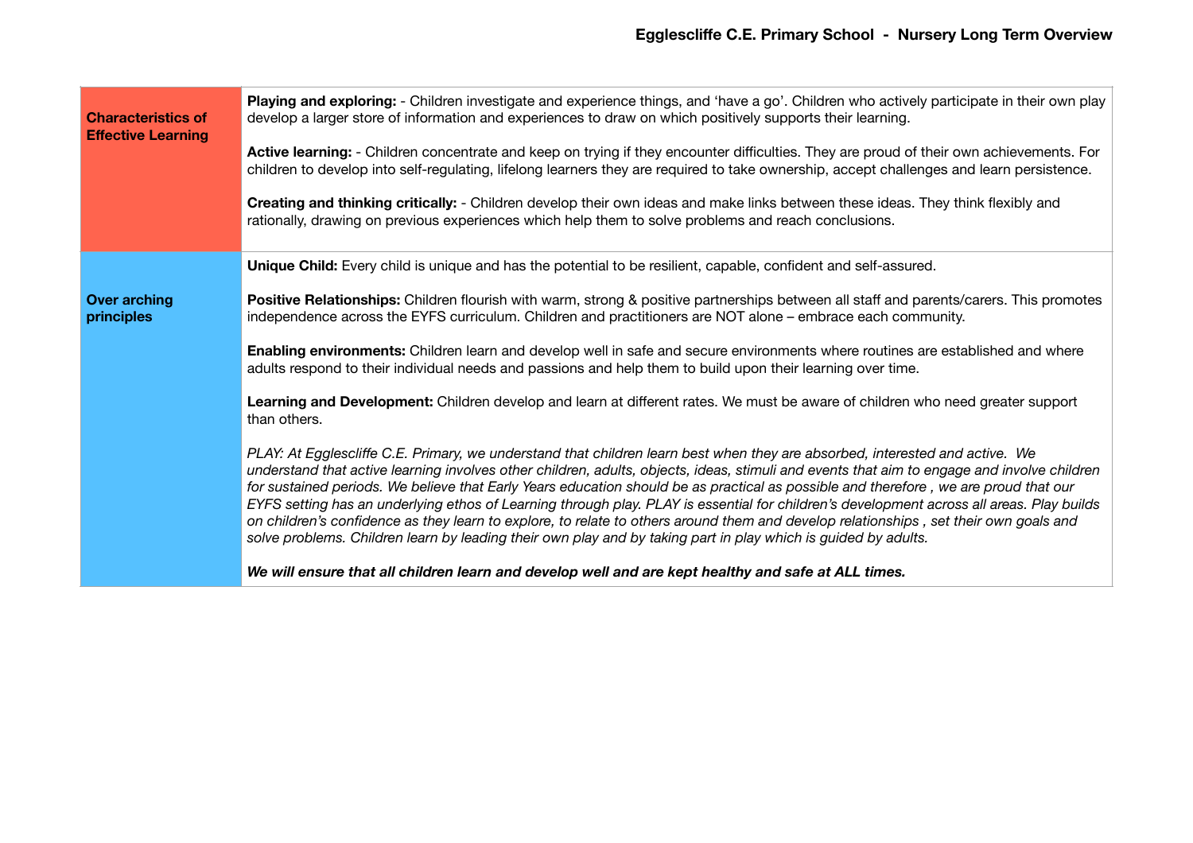| | |
|---|---|
| **Characteristics of Effective Learning** | **Playing and exploring:** - Children investigate and experience things, and 'have a go'. Children who actively participate in their own play develop a larger store of information and experiences to draw on which positively supports their learning.<br><br>**Active learning:** - Children concentrate and keep on trying if they encounter difficulties. They are proud of their own achievements. For children to develop into self-regulating, lifelong learners they are required to take ownership, accept challenges and learn persistence.<br><br>**Creating and thinking critically:** - Children develop their own ideas and make links between these ideas. They think flexibly and rationally, drawing on previous experiences which help them to solve problems and reach conclusions. |
| **Over arching principles** | **Unique Child:** Every child is unique and has the potential to be resilient, capable, confident and self-assured.<br><br>**Positive Relationships:** Children flourish with warm, strong & positive partnerships between all staff and parents/carers. This promotes independence across the EYFS curriculum. Children and practitioners are NOT alone – embrace each community.<br><br>**Enabling environments:** Children learn and develop well in safe and secure environments where routines are established and where adults respond to their individual needs and passions and help them to build upon their learning over time.<br><br>**Learning and Development:** Children develop and learn at different rates. We must be aware of children who need greater support than others.<br><br>*PLAY: At Egglescliffe C.E. Primary, we understand that children learn best when they are absorbed, interested and active. We understand that active learning involves other children, adults, objects, ideas, stimuli and events that aim to engage and involve children for sustained periods. We believe that Early Years education should be as practical as possible and therefore , we are proud that our EYFS setting has an underlying ethos of Learning through play. PLAY is essential for children's development across all areas. Play builds on children's confidence as they learn to explore, to relate to others around them and develop relationships , set their own goals and solve problems. Children learn by leading their own play and by taking part in play which is guided by adults.*<br><br>***We will ensure that all children learn and develop well and are kept healthy and safe at ALL times.*** |